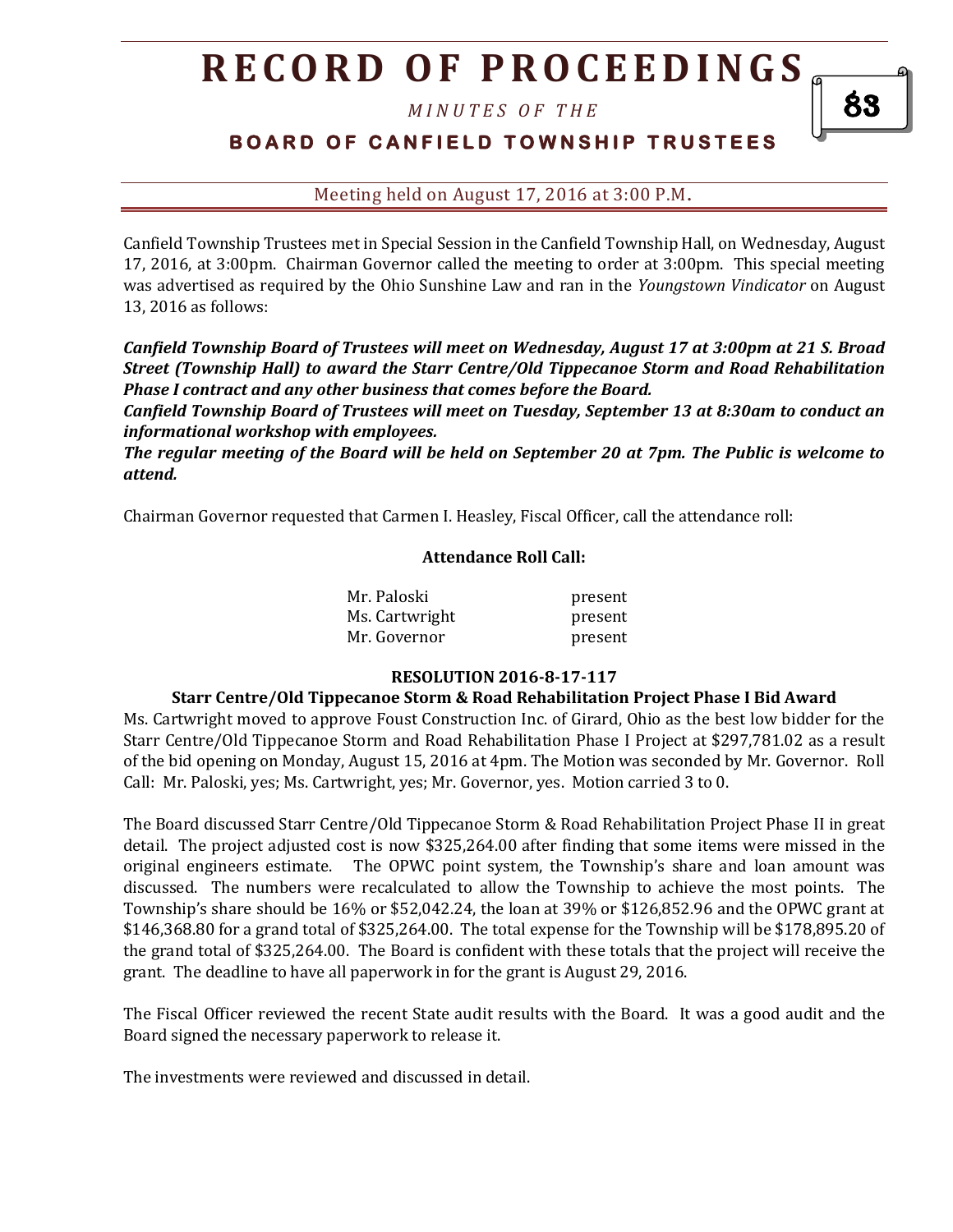# RECORD OF PROCEEDINGS

*MINUTES OF THE*

## BOARD OF CANFIELD TOWNSHIP TRUSTEES

Meeting held on August 17, 2016 at 3:00 P.M.

Canfield Township Trustees met in Special Session in the Canfield Township Hall, on Wednesday, August 17, 2016, at 3:00pm. Chairman Governor called the meeting to order at 3:00pm. This special meeting was advertised as required by the Ohio Sunshine Law and ran in the *Youngstown Vindicator* on August 13, 2016 as follows:

***Canfield Township Board of Trustees will meet on Wednesday, August 17 at 3:00pm at 21 S. Broad Street (Township Hall) to award the Starr Centre/Old Tippecanoe Storm and Road Rehabilitation Phase I contract and any other business that comes before the Board.***

***Canfield Township Board of Trustees will meet on Tuesday, September 13 at 8:30am to conduct an informational workshop with employees.***

***The regular meeting of the Board will be held on September 20 at 7pm. The Public is welcome to attend.***

Chairman Governor requested that Carmen I. Heasley, Fiscal Officer, call the attendance roll:

**Attendance Roll Call:**

| | |
|---|---|
| Mr. Paloski | present |
| Ms. Cartwright | present |
| Mr. Governor | present |

**RESOLUTION 2016-8-17-117**

**Starr Centre/Old Tippecanoe Storm & Road Rehabilitation Project Phase I Bid Award**

Ms. Cartwright moved to approve Foust Construction Inc. of Girard, Ohio as the best low bidder for the Starr Centre/Old Tippecanoe Storm and Road Rehabilitation Phase I Project at $297,781.02 as a result of the bid opening on Monday, August 15, 2016 at 4pm. The Motion was seconded by Mr. Governor. Roll Call: Mr. Paloski, yes; Ms. Cartwright, yes; Mr. Governor, yes. Motion carried 3 to 0.

The Board discussed Starr Centre/Old Tippecanoe Storm & Road Rehabilitation Project Phase II in great detail. The project adjusted cost is now $325,264.00 after finding that some items were missed in the original engineers estimate. The OPWC point system, the Township's share and loan amount was discussed. The numbers were recalculated to allow the Township to achieve the most points. The Township's share should be 16% or $52,042.24, the loan at 39% or $126,852.96 and the OPWC grant at $146,368.80 for a grand total of $325,264.00. The total expense for the Township will be $178,895.20 of the grand total of $325,264.00. The Board is confident with these totals that the project will receive the grant. The deadline to have all paperwork in for the grant is August 29, 2016.

The Fiscal Officer reviewed the recent State audit results with the Board. It was a good audit and the Board signed the necessary paperwork to release it.

The investments were reviewed and discussed in detail.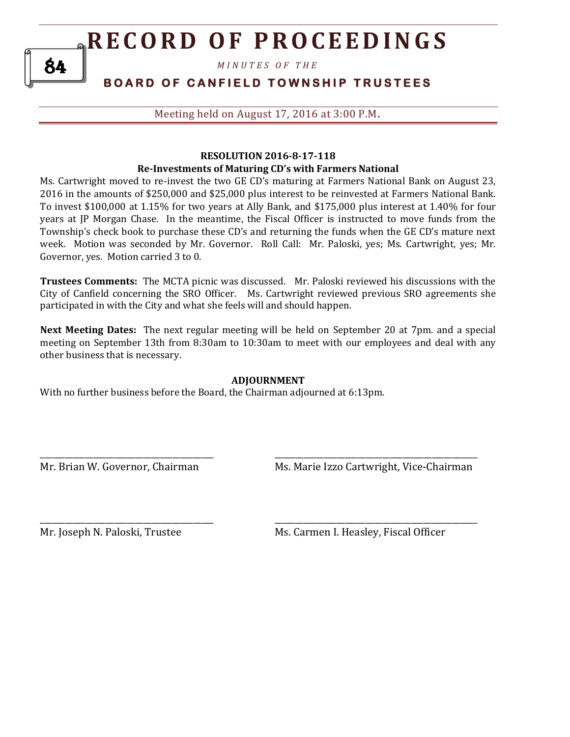**RESOLUTION 2016-8-17-118**

**Re-Investments of Maturing CD's with Farmers National**

Ms. Cartwright moved to re-invest the two GE CD's maturing at Farmers National Bank on August 23, 2016 in the amounts of $250,000 and $25,000 plus interest to be reinvested at Farmers National Bank. To invest $100,000 at 1.15% for two years at Ally Bank, and $175,000 plus interest at 1.40% for four years at JP Morgan Chase. In the meantime, the Fiscal Officer is instructed to move funds from the Township's check book to purchase these CD's and returning the funds when the GE CD's mature next week. Motion was seconded by Mr. Governor. Roll Call: Mr. Paloski, yes; Ms. Cartwright, yes; Mr. Governor, yes. Motion carried 3 to 0.

**Trustees Comments:** The MCTA picnic was discussed. Mr. Paloski reviewed his discussions with the City of Canfield concerning the SRO Officer. Ms. Cartwright reviewed previous SRO agreements she participated in with the City and what she feels will and should happen.

**Next Meeting Dates:** The next regular meeting will be held on September 20 at 7pm. and a special meeting on September 13th from 8:30am to 10:30am to meet with our employees and deal with any other business that is necessary.

**ADJOURNMENT**

With no further business before the Board, the Chairman adjourned at 6:13pm.

\_\_\_\_\_\_\_\_\_\_\_\_\_\_\_\_\_\_\_\_\_\_\_\_\_\_\_\_\_\_\_\_\_\_\_\_
Mr. Brian W. Governor, Chairman

\_\_\_\_\_\_\_\_\_\_\_\_\_\_\_\_\_\_\_\_\_\_\_\_\_\_\_\_\_\_\_\_\_\_\_\_
Ms. Marie Izzo Cartwright, Vice-Chairman

\_\_\_\_\_\_\_\_\_\_\_\_\_\_\_\_\_\_\_\_\_\_\_\_\_\_\_\_\_\_\_\_\_\_\_\_
Mr. Joseph N. Paloski, Trustee

\_\_\_\_\_\_\_\_\_\_\_\_\_\_\_\_\_\_\_\_\_\_\_\_\_\_\_\_\_\_\_\_\_\_\_\_
Ms. Carmen I. Heasley, Fiscal Officer